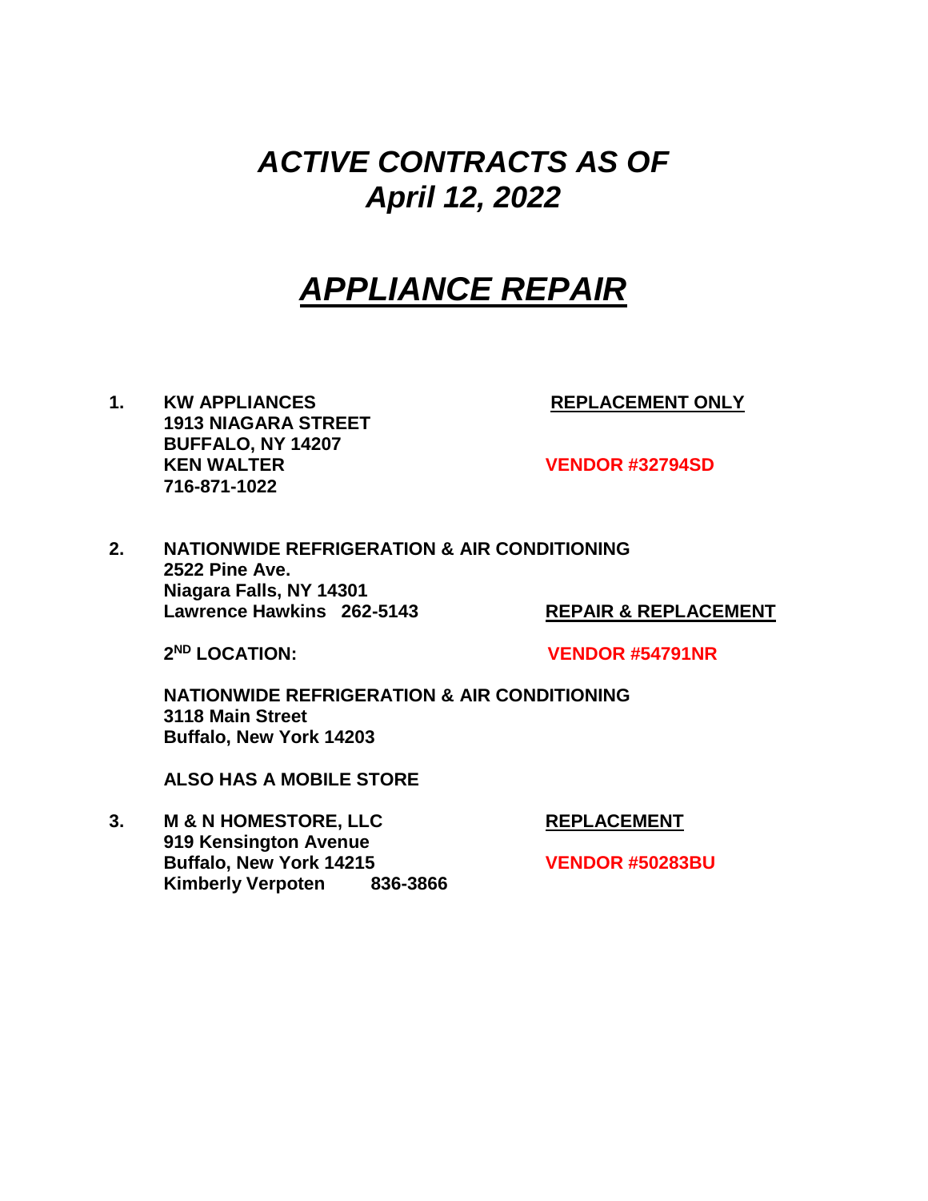# *ACTIVE CONTRACTS AS OF April 12, 2022*

## ***APPLIANCE REPAIR***

1. **KW APPLIANCES** **REPLACEMENT ONLY**
   **1913 NIAGARA STREET**
   **BUFFALO, NY 14207**
   **KEN WALTER** **VENDOR #32794SD**
   **716-871-1022**

2. **NATIONWIDE REFRIGERATION & AIR CONDITIONING**
   **2522 Pine Ave.**
   **Niagara Falls, NY 14301**
   **Lawrence Hawkins 262-5143** **REPAIR & REPLACEMENT**

   **2ND LOCATION:** **VENDOR #54791NR**

   **NATIONWIDE REFRIGERATION & AIR CONDITIONING**
   **3118 Main Street**
   **Buffalo, New York 14203**

   **ALSO HAS A MOBILE STORE**

3. **M & N HOMESTORE, LLC** **REPLACEMENT**
   **919 Kensington Avenue**
   **Buffalo, New York 14215** **VENDOR #50283BU**
   **Kimberly Verpoten 836-3866**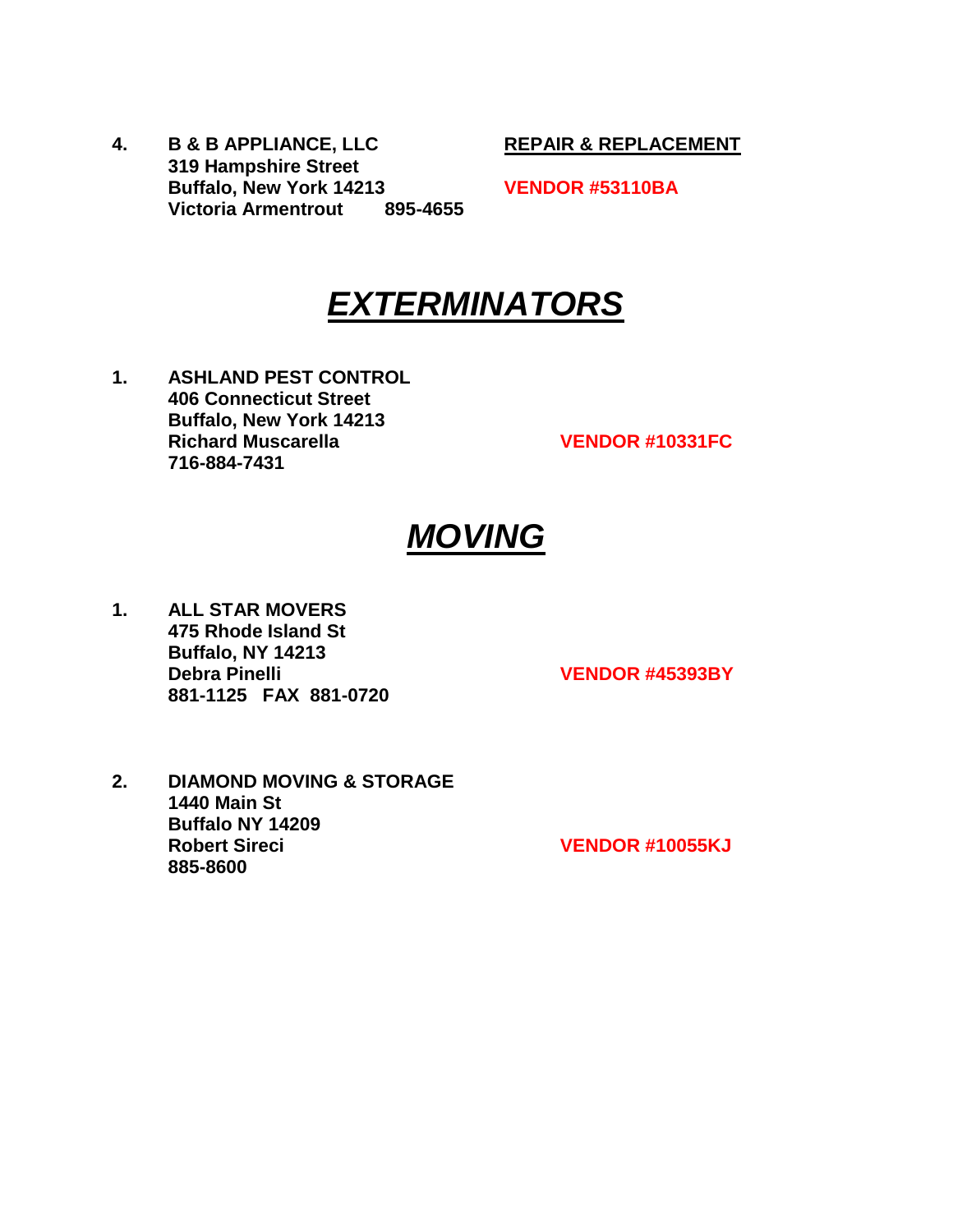4. **B & B APPLIANCE, LLC** **REPAIR & REPLACEMENT**
   **319 Hampshire Street**
   **Buffalo, New York 14213** **VENDOR #53110BA**
   **Victoria Armentrout 895-4655**

# *EXTERMINATORS*

1. **ASHLAND PEST CONTROL**
   **406 Connecticut Street**
   **Buffalo, New York 14213**
   **Richard Muscarella** **VENDOR #10331FC**
   **716-884-7431**

# *MOVING*

1. **ALL STAR MOVERS**
   **475 Rhode Island St**
   **Buffalo, NY 14213**
   **Debra Pinelli** **VENDOR #45393BY**
   **881-1125 FAX 881-0720**

2. **DIAMOND MOVING & STORAGE**
   **1440 Main St**
   **Buffalo NY 14209**
   **Robert Sireci** **VENDOR #10055KJ**
   **885-8600**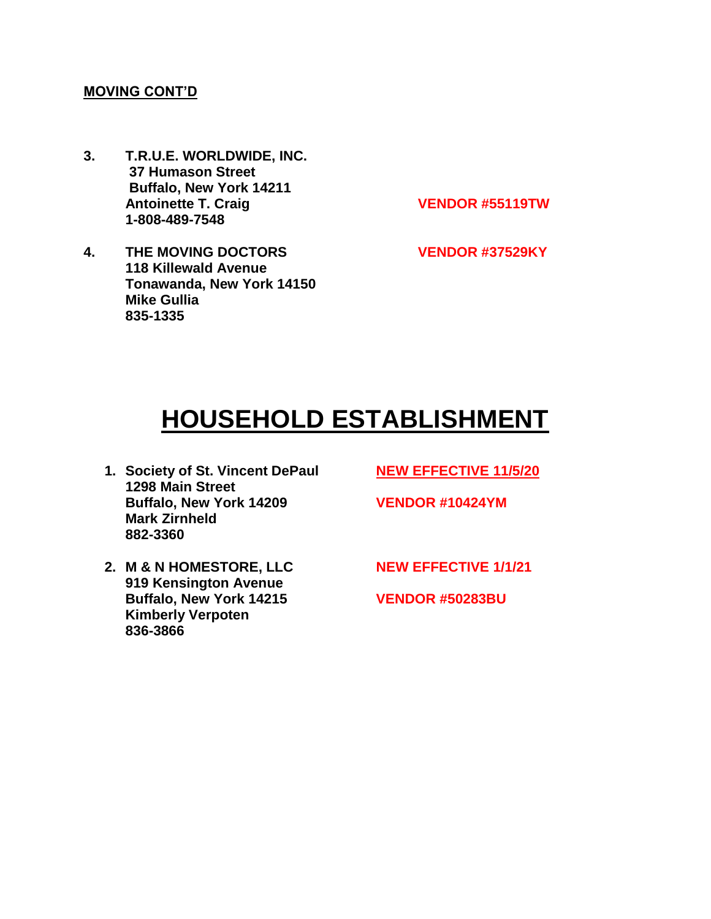**MOVING CONT'D**

3. **T.R.U.E. WORLDWIDE, INC.**
   **37 Humason Street**
   **Buffalo, New York 14211**
   **Antoinette T. Craig** — **VENDOR #55119TW**
   **1-808-489-7548**

4. **THE MOVING DOCTORS** — **VENDOR #37529KY**
   **118 Killewald Avenue**
   **Tonawanda, New York 14150**
   **Mike Gullia**
   **835-1335**

# HOUSEHOLD ESTABLISHMENT

1. **Society of St. Vincent DePaul** — **NEW EFFECTIVE 11/5/20**
   **1298 Main Street**
   **Buffalo, New York 14209** — **VENDOR #10424YM**
   **Mark Zirnheld**
   **882-3360**

2. **M & N HOMESTORE, LLC** — **NEW EFFECTIVE 1/1/21**
   **919 Kensington Avenue**
   **Buffalo, New York 14215** — **VENDOR #50283BU**
   **Kimberly Verpoten**
   **836-3866**